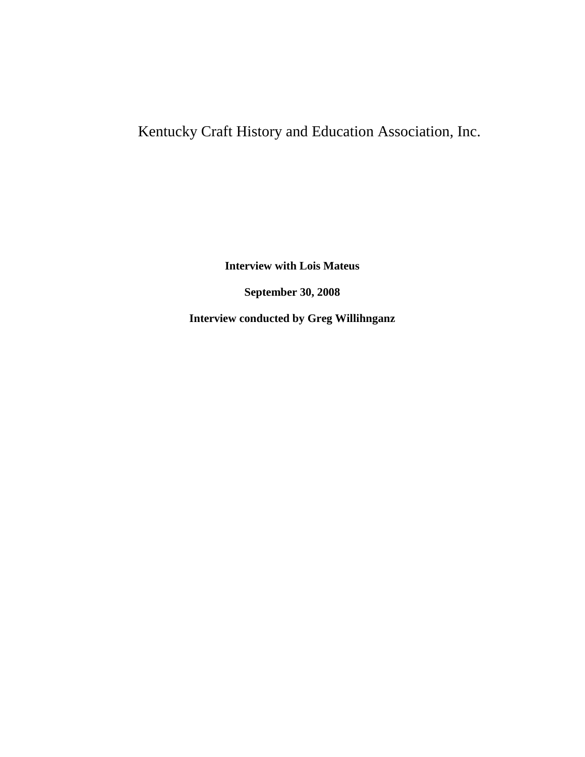# Kentucky Craft History and Education Association, Inc.

**Interview with Lois Mateus**

**September 30, 2008**

**Interview conducted by Greg Willihnganz**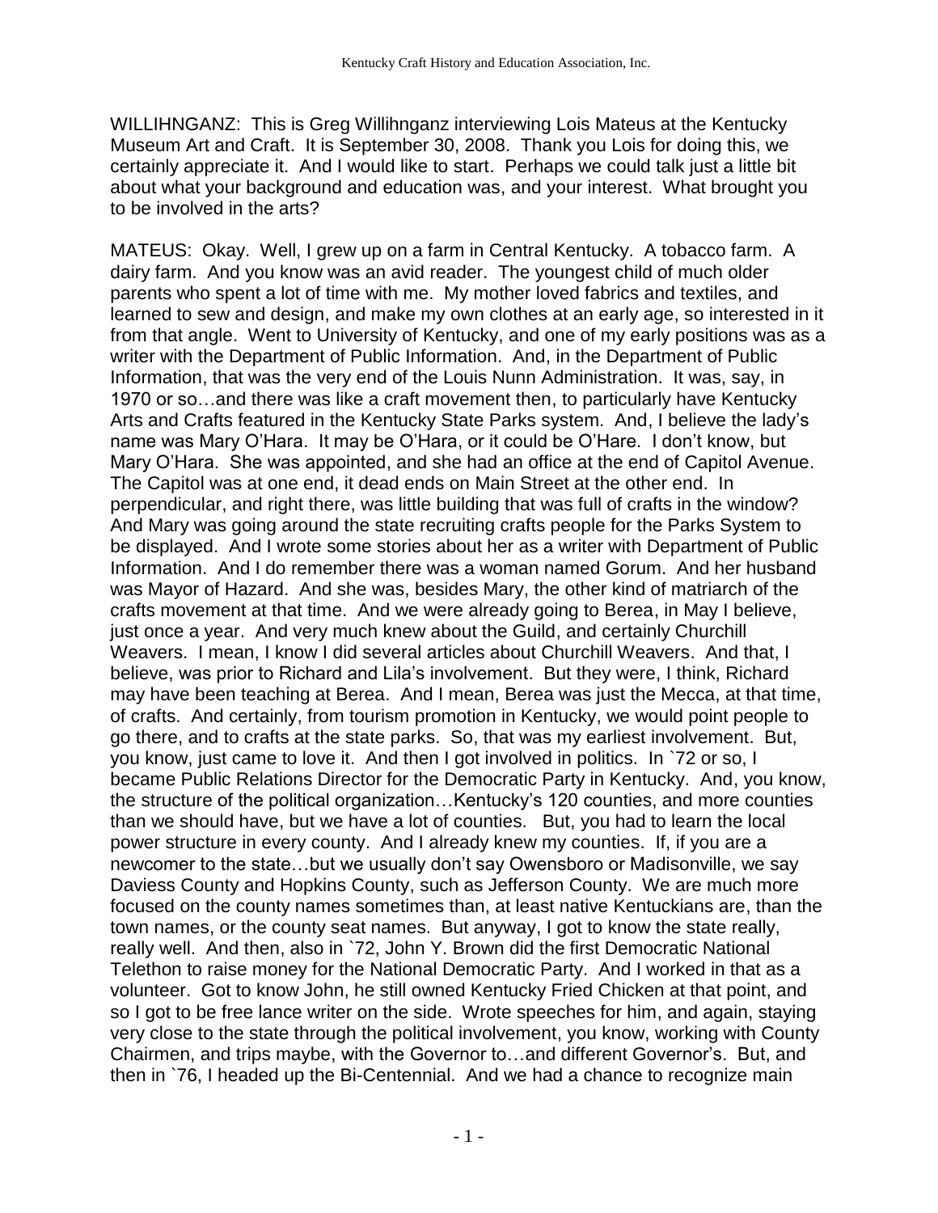WILLIHNGANZ: This is Greg Willihnganz interviewing Lois Mateus at the Kentucky Museum Art and Craft. It is September 30, 2008. Thank you Lois for doing this, we certainly appreciate it. And I would like to start. Perhaps we could talk just a little bit about what your background and education was, and your interest. What brought you to be involved in the arts?

MATEUS: Okay. Well, I grew up on a farm in Central Kentucky. A tobacco farm. A dairy farm. And you know was an avid reader. The youngest child of much older parents who spent a lot of time with me. My mother loved fabrics and textiles, and learned to sew and design, and make my own clothes at an early age, so interested in it from that angle. Went to University of Kentucky, and one of my early positions was as a writer with the Department of Public Information. And, in the Department of Public Information, that was the very end of the Louis Nunn Administration. It was, say, in 1970 or so…and there was like a craft movement then, to particularly have Kentucky Arts and Crafts featured in the Kentucky State Parks system. And, I believe the lady's name was Mary O'Hara. It may be O'Hara, or it could be O'Hare. I don't know, but Mary O'Hara. She was appointed, and she had an office at the end of Capitol Avenue. The Capitol was at one end, it dead ends on Main Street at the other end. In perpendicular, and right there, was little building that was full of crafts in the window? And Mary was going around the state recruiting crafts people for the Parks System to be displayed. And I wrote some stories about her as a writer with Department of Public Information. And I do remember there was a woman named Gorum. And her husband was Mayor of Hazard. And she was, besides Mary, the other kind of matriarch of the crafts movement at that time. And we were already going to Berea, in May I believe, just once a year. And very much knew about the Guild, and certainly Churchill Weavers. I mean, I know I did several articles about Churchill Weavers. And that, I believe, was prior to Richard and Lila's involvement. But they were, I think, Richard may have been teaching at Berea. And I mean, Berea was just the Mecca, at that time, of crafts. And certainly, from tourism promotion in Kentucky, we would point people to go there, and to crafts at the state parks. So, that was my earliest involvement. But, you know, just came to love it. And then I got involved in politics. In `72 or so, I became Public Relations Director for the Democratic Party in Kentucky. And, you know, the structure of the political organization…Kentucky's 120 counties, and more counties than we should have, but we have a lot of counties. But, you had to learn the local power structure in every county. And I already knew my counties. If, if you are a newcomer to the state…but we usually don't say Owensboro or Madisonville, we say Daviess County and Hopkins County, such as Jefferson County. We are much more focused on the county names sometimes than, at least native Kentuckians are, than the town names, or the county seat names. But anyway, I got to know the state really, really well. And then, also in `72, John Y. Brown did the first Democratic National Telethon to raise money for the National Democratic Party. And I worked in that as a volunteer. Got to know John, he still owned Kentucky Fried Chicken at that point, and so I got to be free lance writer on the side. Wrote speeches for him, and again, staying very close to the state through the political involvement, you know, working with County Chairmen, and trips maybe, with the Governor to…and different Governor's. But, and then in `76, I headed up the Bi-Centennial. And we had a chance to recognize main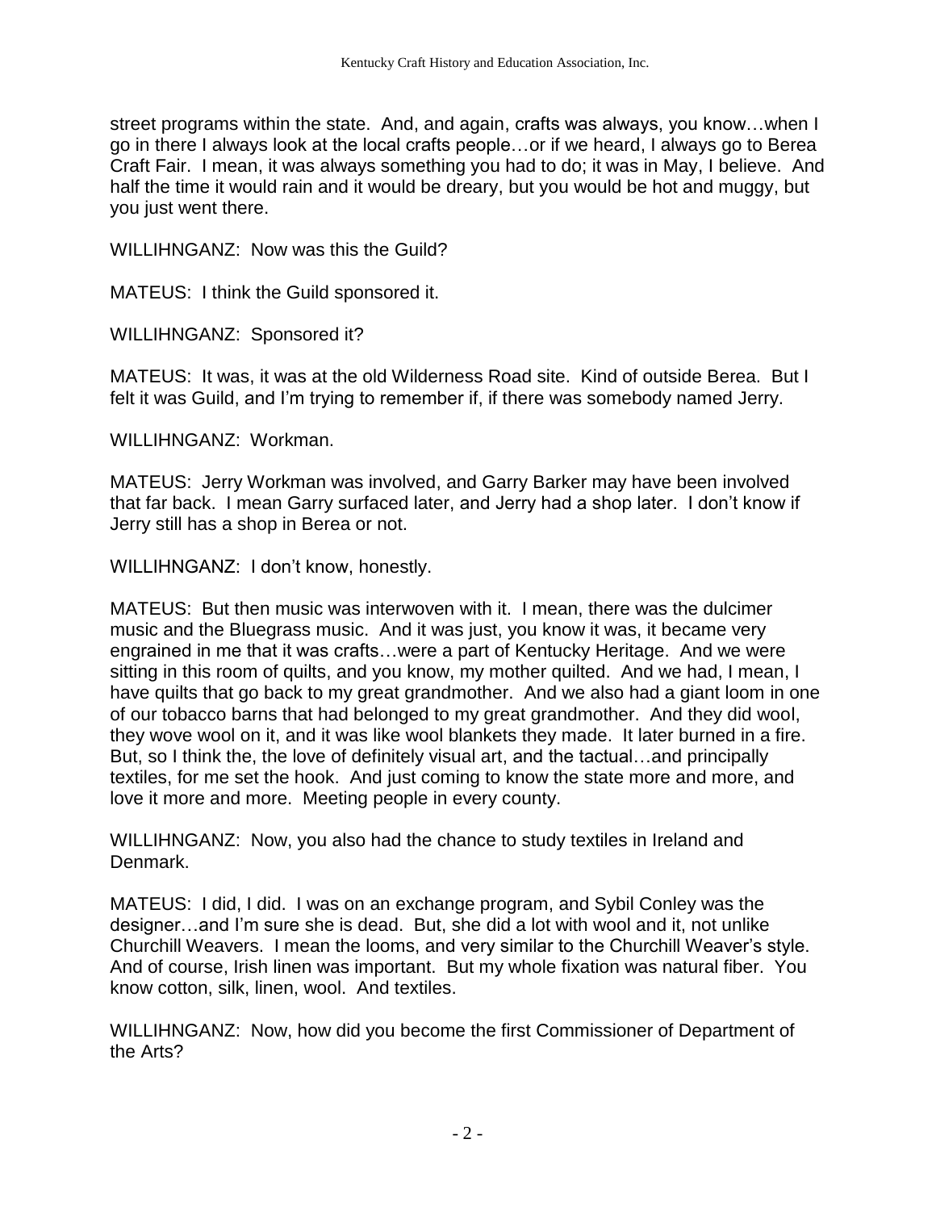street programs within the state. And, and again, crafts was always, you know…when I go in there I always look at the local crafts people…or if we heard, I always go to Berea Craft Fair. I mean, it was always something you had to do; it was in May, I believe. And half the time it would rain and it would be dreary, but you would be hot and muggy, but you just went there.

WILLIHNGANZ: Now was this the Guild?

MATEUS: I think the Guild sponsored it.

WILLIHNGANZ: Sponsored it?

MATEUS: It was, it was at the old Wilderness Road site. Kind of outside Berea. But I felt it was Guild, and I'm trying to remember if, if there was somebody named Jerry.

WILLIHNGANZ: Workman.

MATEUS: Jerry Workman was involved, and Garry Barker may have been involved that far back. I mean Garry surfaced later, and Jerry had a shop later. I don't know if Jerry still has a shop in Berea or not.

WILLIHNGANZ: I don't know, honestly.

MATEUS: But then music was interwoven with it. I mean, there was the dulcimer music and the Bluegrass music. And it was just, you know it was, it became very engrained in me that it was crafts…were a part of Kentucky Heritage. And we were sitting in this room of quilts, and you know, my mother quilted. And we had, I mean, I have quilts that go back to my great grandmother. And we also had a giant loom in one of our tobacco barns that had belonged to my great grandmother. And they did wool, they wove wool on it, and it was like wool blankets they made. It later burned in a fire. But, so I think the, the love of definitely visual art, and the tactual…and principally textiles, for me set the hook. And just coming to know the state more and more, and love it more and more. Meeting people in every county.

WILLIHNGANZ: Now, you also had the chance to study textiles in Ireland and Denmark.

MATEUS: I did, I did. I was on an exchange program, and Sybil Conley was the designer…and I'm sure she is dead. But, she did a lot with wool and it, not unlike Churchill Weavers. I mean the looms, and very similar to the Churchill Weaver's style. And of course, Irish linen was important. But my whole fixation was natural fiber. You know cotton, silk, linen, wool. And textiles.

WILLIHNGANZ: Now, how did you become the first Commissioner of Department of the Arts?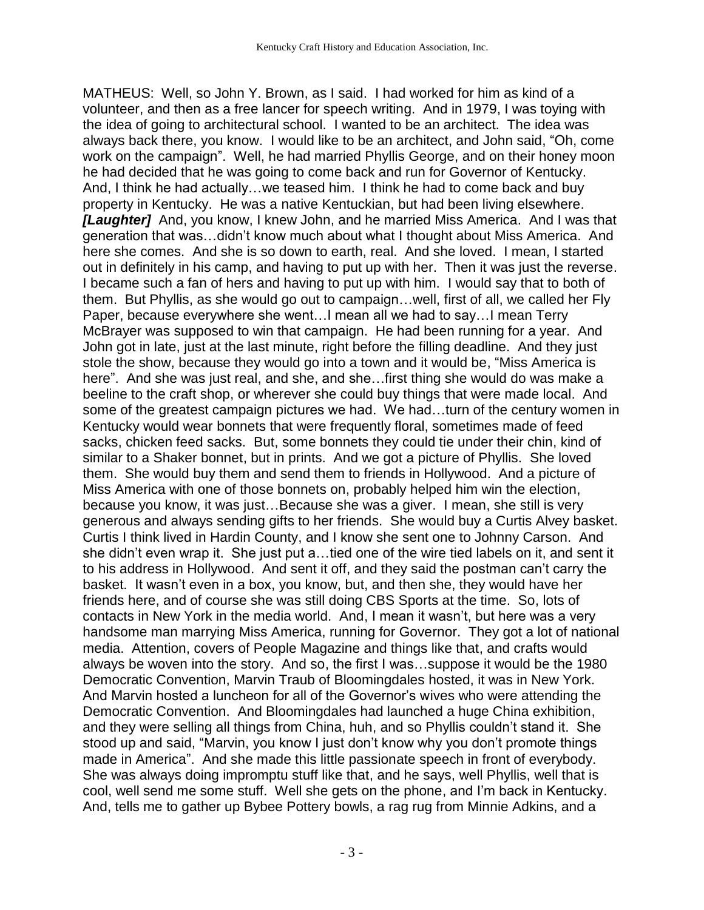MATHEUS: Well, so John Y. Brown, as I said. I had worked for him as kind of a volunteer, and then as a free lancer for speech writing. And in 1979, I was toying with the idea of going to architectural school. I wanted to be an architect. The idea was always back there, you know. I would like to be an architect, and John said, "Oh, come work on the campaign". Well, he had married Phyllis George, and on their honey moon he had decided that he was going to come back and run for Governor of Kentucky. And, I think he had actually…we teased him. I think he had to come back and buy property in Kentucky. He was a native Kentuckian, but had been living elsewhere. ***[Laughter]*** And, you know, I knew John, and he married Miss America. And I was that generation that was…didn't know much about what I thought about Miss America. And here she comes. And she is so down to earth, real. And she loved. I mean, I started out in definitely in his camp, and having to put up with her. Then it was just the reverse. I became such a fan of hers and having to put up with him. I would say that to both of them. But Phyllis, as she would go out to campaign…well, first of all, we called her Fly Paper, because everywhere she went…I mean all we had to say…I mean Terry McBrayer was supposed to win that campaign. He had been running for a year. And John got in late, just at the last minute, right before the filling deadline. And they just stole the show, because they would go into a town and it would be, "Miss America is here". And she was just real, and she, and she…first thing she would do was make a beeline to the craft shop, or wherever she could buy things that were made local. And some of the greatest campaign pictures we had. We had…turn of the century women in Kentucky would wear bonnets that were frequently floral, sometimes made of feed sacks, chicken feed sacks. But, some bonnets they could tie under their chin, kind of similar to a Shaker bonnet, but in prints. And we got a picture of Phyllis. She loved them. She would buy them and send them to friends in Hollywood. And a picture of Miss America with one of those bonnets on, probably helped him win the election, because you know, it was just…Because she was a giver. I mean, she still is very generous and always sending gifts to her friends. She would buy a Curtis Alvey basket. Curtis I think lived in Hardin County, and I know she sent one to Johnny Carson. And she didn't even wrap it. She just put a…tied one of the wire tied labels on it, and sent it to his address in Hollywood. And sent it off, and they said the postman can't carry the basket. It wasn't even in a box, you know, but, and then she, they would have her friends here, and of course she was still doing CBS Sports at the time. So, lots of contacts in New York in the media world. And, I mean it wasn't, but here was a very handsome man marrying Miss America, running for Governor. They got a lot of national media. Attention, covers of People Magazine and things like that, and crafts would always be woven into the story. And so, the first I was…suppose it would be the 1980 Democratic Convention, Marvin Traub of Bloomingdales hosted, it was in New York. And Marvin hosted a luncheon for all of the Governor's wives who were attending the Democratic Convention. And Bloomingdales had launched a huge China exhibition, and they were selling all things from China, huh, and so Phyllis couldn't stand it. She stood up and said, "Marvin, you know I just don't know why you don't promote things made in America". And she made this little passionate speech in front of everybody. She was always doing impromptu stuff like that, and he says, well Phyllis, well that is cool, well send me some stuff. Well she gets on the phone, and I'm back in Kentucky. And, tells me to gather up Bybee Pottery bowls, a rag rug from Minnie Adkins, and a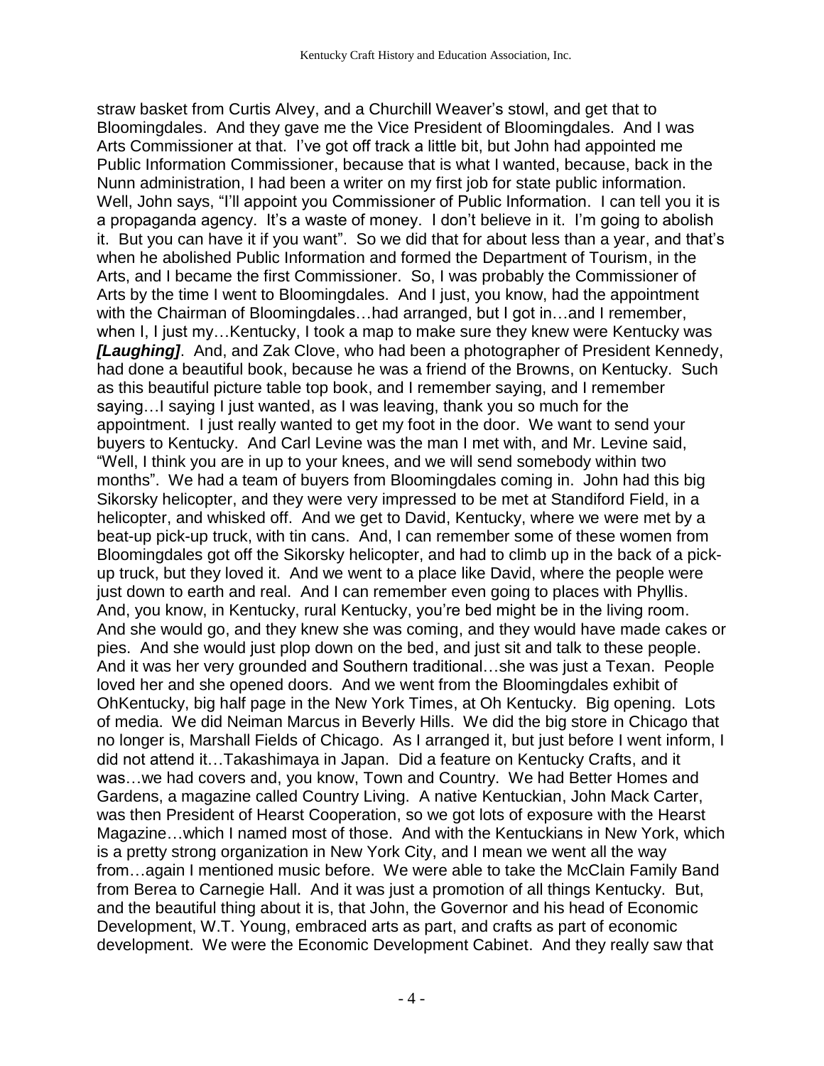straw basket from Curtis Alvey, and a Churchill Weaver's stowl, and get that to Bloomingdales. And they gave me the Vice President of Bloomingdales. And I was Arts Commissioner at that. I've got off track a little bit, but John had appointed me Public Information Commissioner, because that is what I wanted, because, back in the Nunn administration, I had been a writer on my first job for state public information. Well, John says, "I'll appoint you Commissioner of Public Information. I can tell you it is a propaganda agency. It's a waste of money. I don't believe in it. I'm going to abolish it. But you can have it if you want". So we did that for about less than a year, and that's when he abolished Public Information and formed the Department of Tourism, in the Arts, and I became the first Commissioner. So, I was probably the Commissioner of Arts by the time I went to Bloomingdales. And I just, you know, had the appointment with the Chairman of Bloomingdales…had arranged, but I got in…and I remember, when I, I just my…Kentucky, I took a map to make sure they knew were Kentucky was ***[Laughing]***. And, and Zak Clove, who had been a photographer of President Kennedy, had done a beautiful book, because he was a friend of the Browns, on Kentucky. Such as this beautiful picture table top book, and I remember saying, and I remember saying…I saying I just wanted, as I was leaving, thank you so much for the appointment. I just really wanted to get my foot in the door. We want to send your buyers to Kentucky. And Carl Levine was the man I met with, and Mr. Levine said, "Well, I think you are in up to your knees, and we will send somebody within two months". We had a team of buyers from Bloomingdales coming in. John had this big Sikorsky helicopter, and they were very impressed to be met at Standiford Field, in a helicopter, and whisked off. And we get to David, Kentucky, where we were met by a beat-up pick-up truck, with tin cans. And, I can remember some of these women from Bloomingdales got off the Sikorsky helicopter, and had to climb up in the back of a pick-up truck, but they loved it. And we went to a place like David, where the people were just down to earth and real. And I can remember even going to places with Phyllis. And, you know, in Kentucky, rural Kentucky, you're bed might be in the living room. And she would go, and they knew she was coming, and they would have made cakes or pies. And she would just plop down on the bed, and just sit and talk to these people. And it was her very grounded and Southern traditional…she was just a Texan. People loved her and she opened doors. And we went from the Bloomingdales exhibit of OhKentucky, big half page in the New York Times, at Oh Kentucky. Big opening. Lots of media. We did Neiman Marcus in Beverly Hills. We did the big store in Chicago that no longer is, Marshall Fields of Chicago. As I arranged it, but just before I went inform, I did not attend it…Takashimaya in Japan. Did a feature on Kentucky Crafts, and it was…we had covers and, you know, Town and Country. We had Better Homes and Gardens, a magazine called Country Living. A native Kentuckian, John Mack Carter, was then President of Hearst Cooperation, so we got lots of exposure with the Hearst Magazine…which I named most of those. And with the Kentuckians in New York, which is a pretty strong organization in New York City, and I mean we went all the way from…again I mentioned music before. We were able to take the McClain Family Band from Berea to Carnegie Hall. And it was just a promotion of all things Kentucky. But, and the beautiful thing about it is, that John, the Governor and his head of Economic Development, W.T. Young, embraced arts as part, and crafts as part of economic development. We were the Economic Development Cabinet. And they really saw that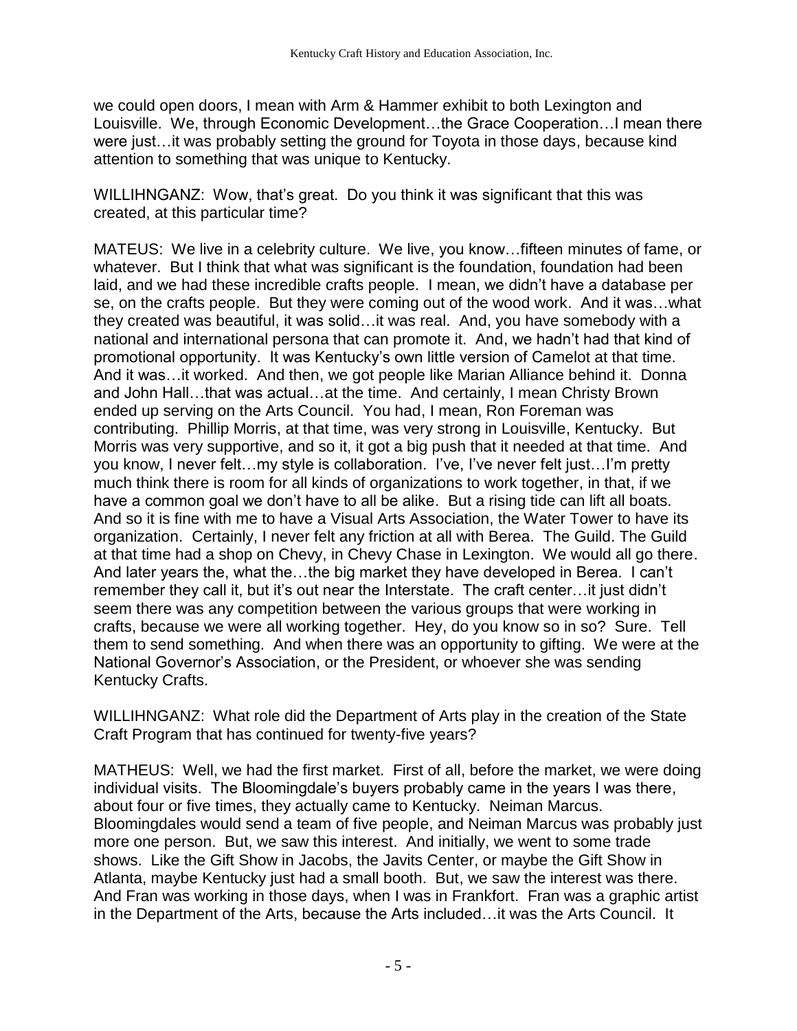we could open doors, I mean with Arm & Hammer exhibit to both Lexington and Louisville. We, through Economic Development…the Grace Cooperation…I mean there were just…it was probably setting the ground for Toyota in those days, because kind attention to something that was unique to Kentucky.

WILLIHNGANZ: Wow, that's great. Do you think it was significant that this was created, at this particular time?

MATEUS: We live in a celebrity culture. We live, you know…fifteen minutes of fame, or whatever. But I think that what was significant is the foundation, foundation had been laid, and we had these incredible crafts people. I mean, we didn't have a database per se, on the crafts people. But they were coming out of the wood work. And it was…what they created was beautiful, it was solid…it was real. And, you have somebody with a national and international persona that can promote it. And, we hadn't had that kind of promotional opportunity. It was Kentucky's own little version of Camelot at that time. And it was…it worked. And then, we got people like Marian Alliance behind it. Donna and John Hall…that was actual…at the time. And certainly, I mean Christy Brown ended up serving on the Arts Council. You had, I mean, Ron Foreman was contributing. Phillip Morris, at that time, was very strong in Louisville, Kentucky. But Morris was very supportive, and so it, it got a big push that it needed at that time. And you know, I never felt…my style is collaboration. I've, I've never felt just…I'm pretty much think there is room for all kinds of organizations to work together, in that, if we have a common goal we don't have to all be alike. But a rising tide can lift all boats. And so it is fine with me to have a Visual Arts Association, the Water Tower to have its organization. Certainly, I never felt any friction at all with Berea. The Guild. The Guild at that time had a shop on Chevy, in Chevy Chase in Lexington. We would all go there. And later years the, what the…the big market they have developed in Berea. I can't remember they call it, but it's out near the Interstate. The craft center…it just didn't seem there was any competition between the various groups that were working in crafts, because we were all working together. Hey, do you know so in so? Sure. Tell them to send something. And when there was an opportunity to gifting. We were at the National Governor's Association, or the President, or whoever she was sending Kentucky Crafts.

WILLIHNGANZ: What role did the Department of Arts play in the creation of the State Craft Program that has continued for twenty-five years?

MATHEUS: Well, we had the first market. First of all, before the market, we were doing individual visits. The Bloomingdale's buyers probably came in the years I was there, about four or five times, they actually came to Kentucky. Neiman Marcus. Bloomingdales would send a team of five people, and Neiman Marcus was probably just more one person. But, we saw this interest. And initially, we went to some trade shows. Like the Gift Show in Jacobs, the Javits Center, or maybe the Gift Show in Atlanta, maybe Kentucky just had a small booth. But, we saw the interest was there. And Fran was working in those days, when I was in Frankfort. Fran was a graphic artist in the Department of the Arts, because the Arts included…it was the Arts Council. It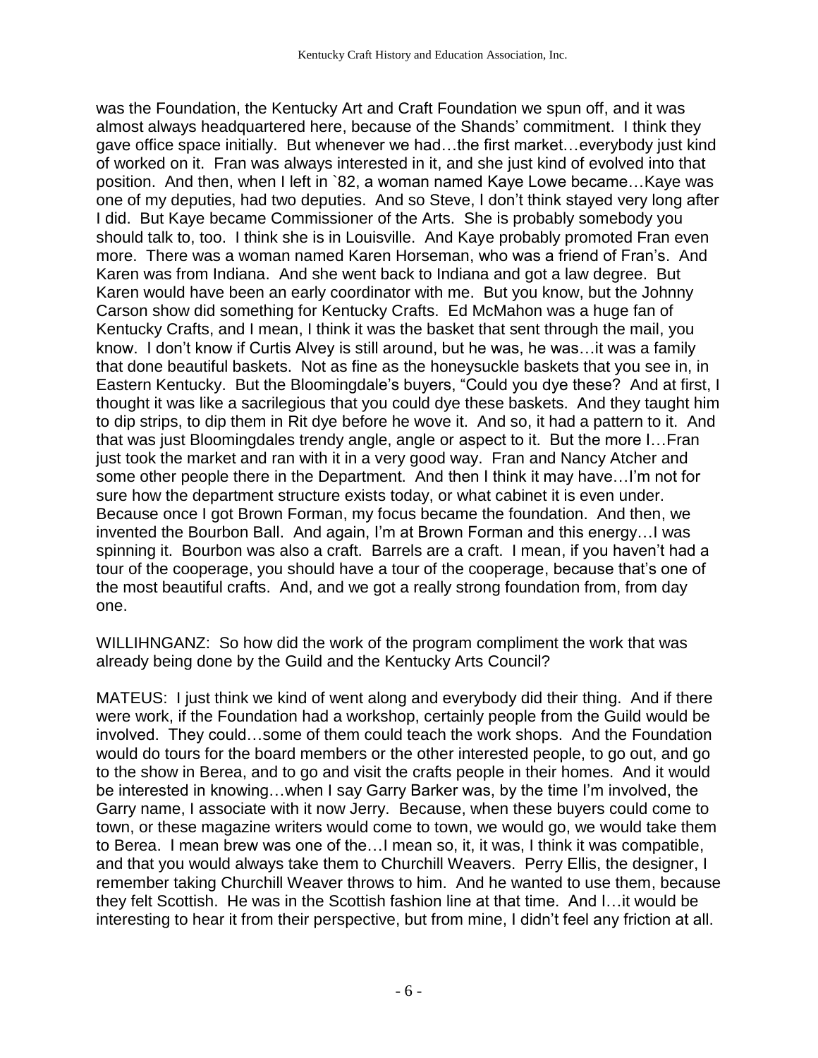was the Foundation, the Kentucky Art and Craft Foundation we spun off, and it was almost always headquartered here, because of the Shands' commitment. I think they gave office space initially. But whenever we had…the first market…everybody just kind of worked on it. Fran was always interested in it, and she just kind of evolved into that position. And then, when I left in `82, a woman named Kaye Lowe became…Kaye was one of my deputies, had two deputies. And so Steve, I don't think stayed very long after I did. But Kaye became Commissioner of the Arts. She is probably somebody you should talk to, too. I think she is in Louisville. And Kaye probably promoted Fran even more. There was a woman named Karen Horseman, who was a friend of Fran's. And Karen was from Indiana. And she went back to Indiana and got a law degree. But Karen would have been an early coordinator with me. But you know, but the Johnny Carson show did something for Kentucky Crafts. Ed McMahon was a huge fan of Kentucky Crafts, and I mean, I think it was the basket that sent through the mail, you know. I don't know if Curtis Alvey is still around, but he was, he was…it was a family that done beautiful baskets. Not as fine as the honeysuckle baskets that you see in, in Eastern Kentucky. But the Bloomingdale's buyers, "Could you dye these? And at first, I thought it was like a sacrilegious that you could dye these baskets. And they taught him to dip strips, to dip them in Rit dye before he wove it. And so, it had a pattern to it. And that was just Bloomingdales trendy angle, angle or aspect to it. But the more I…Fran just took the market and ran with it in a very good way. Fran and Nancy Atcher and some other people there in the Department. And then I think it may have…I'm not for sure how the department structure exists today, or what cabinet it is even under. Because once I got Brown Forman, my focus became the foundation. And then, we invented the Bourbon Ball. And again, I'm at Brown Forman and this energy…I was spinning it. Bourbon was also a craft. Barrels are a craft. I mean, if you haven't had a tour of the cooperage, you should have a tour of the cooperage, because that's one of the most beautiful crafts. And, and we got a really strong foundation from, from day one.

WILLIHNGANZ: So how did the work of the program compliment the work that was already being done by the Guild and the Kentucky Arts Council?

MATEUS: I just think we kind of went along and everybody did their thing. And if there were work, if the Foundation had a workshop, certainly people from the Guild would be involved. They could…some of them could teach the work shops. And the Foundation would do tours for the board members or the other interested people, to go out, and go to the show in Berea, and to go and visit the crafts people in their homes. And it would be interested in knowing…when I say Garry Barker was, by the time I'm involved, the Garry name, I associate with it now Jerry. Because, when these buyers could come to town, or these magazine writers would come to town, we would go, we would take them to Berea. I mean brew was one of the…I mean so, it, it was, I think it was compatible, and that you would always take them to Churchill Weavers. Perry Ellis, the designer, I remember taking Churchill Weaver throws to him. And he wanted to use them, because they felt Scottish. He was in the Scottish fashion line at that time. And I…it would be interesting to hear it from their perspective, but from mine, I didn't feel any friction at all.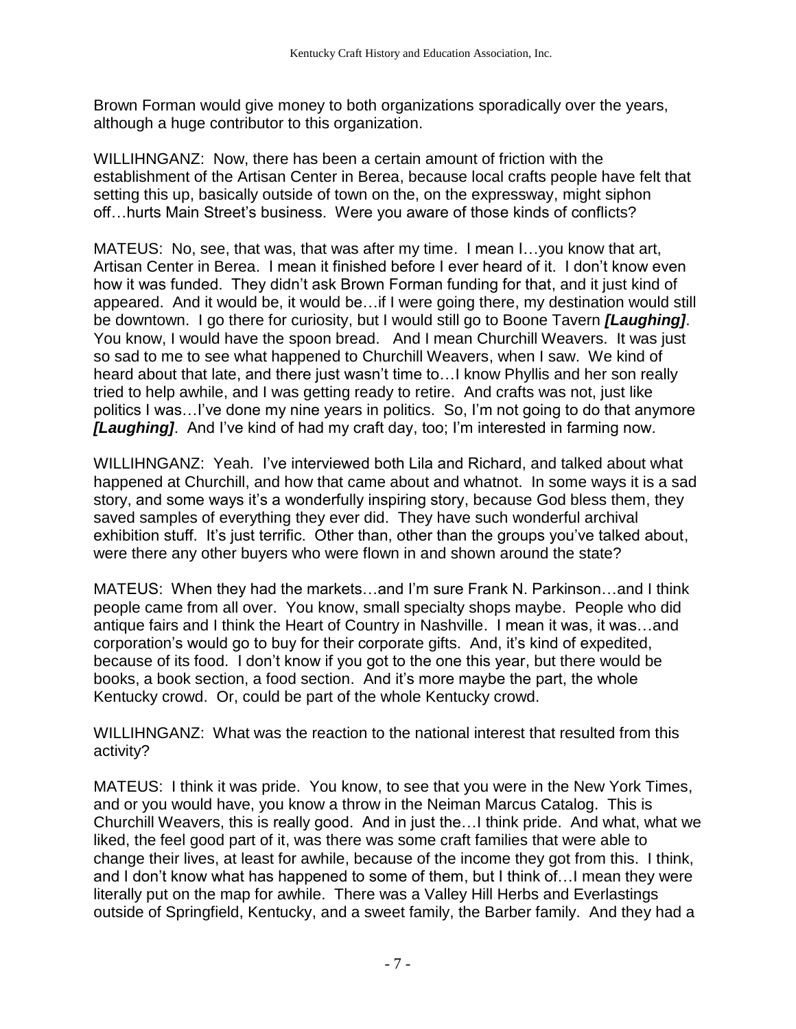Brown Forman would give money to both organizations sporadically over the years, although a huge contributor to this organization.

WILLIHNGANZ: Now, there has been a certain amount of friction with the establishment of the Artisan Center in Berea, because local crafts people have felt that setting this up, basically outside of town on the, on the expressway, might siphon off…hurts Main Street's business. Were you aware of those kinds of conflicts?

MATEUS: No, see, that was, that was after my time. I mean I…you know that art, Artisan Center in Berea. I mean it finished before I ever heard of it. I don't know even how it was funded. They didn't ask Brown Forman funding for that, and it just kind of appeared. And it would be, it would be…if I were going there, my destination would still be downtown. I go there for curiosity, but I would still go to Boone Tavern ***[Laughing]***. You know, I would have the spoon bread. And I mean Churchill Weavers. It was just so sad to me to see what happened to Churchill Weavers, when I saw. We kind of heard about that late, and there just wasn't time to…I know Phyllis and her son really tried to help awhile, and I was getting ready to retire. And crafts was not, just like politics I was…I've done my nine years in politics. So, I'm not going to do that anymore ***[Laughing]***. And I've kind of had my craft day, too; I'm interested in farming now.

WILLIHNGANZ: Yeah. I've interviewed both Lila and Richard, and talked about what happened at Churchill, and how that came about and whatnot. In some ways it is a sad story, and some ways it's a wonderfully inspiring story, because God bless them, they saved samples of everything they ever did. They have such wonderful archival exhibition stuff. It's just terrific. Other than, other than the groups you've talked about, were there any other buyers who were flown in and shown around the state?

MATEUS: When they had the markets…and I'm sure Frank N. Parkinson…and I think people came from all over. You know, small specialty shops maybe. People who did antique fairs and I think the Heart of Country in Nashville. I mean it was, it was…and corporation's would go to buy for their corporate gifts. And, it's kind of expedited, because of its food. I don't know if you got to the one this year, but there would be books, a book section, a food section. And it's more maybe the part, the whole Kentucky crowd. Or, could be part of the whole Kentucky crowd.

WILLIHNGANZ: What was the reaction to the national interest that resulted from this activity?

MATEUS: I think it was pride. You know, to see that you were in the New York Times, and or you would have, you know a throw in the Neiman Marcus Catalog. This is Churchill Weavers, this is really good. And in just the…I think pride. And what, what we liked, the feel good part of it, was there was some craft families that were able to change their lives, at least for awhile, because of the income they got from this. I think, and I don't know what has happened to some of them, but I think of…I mean they were literally put on the map for awhile. There was a Valley Hill Herbs and Everlastings outside of Springfield, Kentucky, and a sweet family, the Barber family. And they had a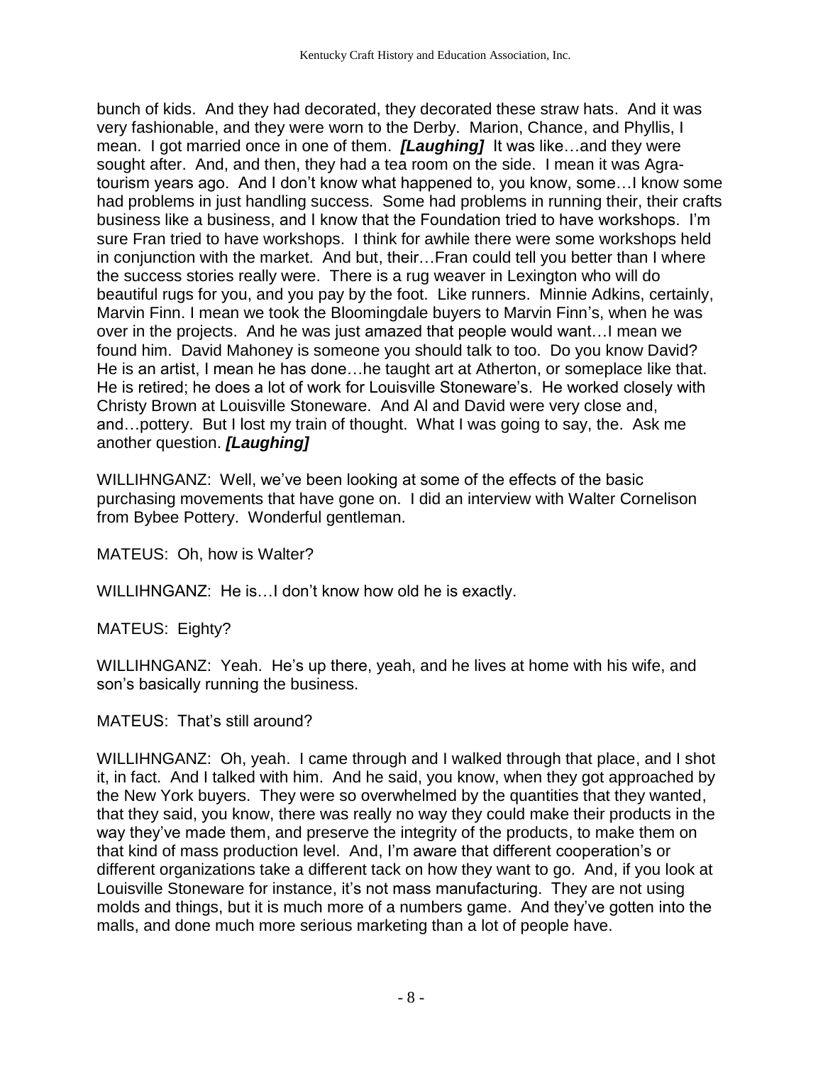bunch of kids. And they had decorated, they decorated these straw hats. And it was very fashionable, and they were worn to the Derby. Marion, Chance, and Phyllis, I mean. I got married once in one of them. ***[Laughing]*** It was like…and they were sought after. And, and then, they had a tea room on the side. I mean it was Agra-tourism years ago. And I don't know what happened to, you know, some…I know some had problems in just handling success. Some had problems in running their, their crafts business like a business, and I know that the Foundation tried to have workshops. I'm sure Fran tried to have workshops. I think for awhile there were some workshops held in conjunction with the market. And but, their…Fran could tell you better than I where the success stories really were. There is a rug weaver in Lexington who will do beautiful rugs for you, and you pay by the foot. Like runners. Minnie Adkins, certainly, Marvin Finn. I mean we took the Bloomingdale buyers to Marvin Finn's, when he was over in the projects. And he was just amazed that people would want…I mean we found him. David Mahoney is someone you should talk to too. Do you know David? He is an artist, I mean he has done…he taught art at Atherton, or someplace like that. He is retired; he does a lot of work for Louisville Stoneware's. He worked closely with Christy Brown at Louisville Stoneware. And Al and David were very close and, and…pottery. But I lost my train of thought. What I was going to say, the. Ask me another question. ***[Laughing]***

WILLIHNGANZ: Well, we've been looking at some of the effects of the basic purchasing movements that have gone on. I did an interview with Walter Cornelison from Bybee Pottery. Wonderful gentleman.

MATEUS: Oh, how is Walter?

WILLIHNGANZ: He is…I don't know how old he is exactly.

MATEUS: Eighty?

WILLIHNGANZ: Yeah. He's up there, yeah, and he lives at home with his wife, and son's basically running the business.

MATEUS: That's still around?

WILLIHNGANZ: Oh, yeah. I came through and I walked through that place, and I shot it, in fact. And I talked with him. And he said, you know, when they got approached by the New York buyers. They were so overwhelmed by the quantities that they wanted, that they said, you know, there was really no way they could make their products in the way they've made them, and preserve the integrity of the products, to make them on that kind of mass production level. And, I'm aware that different cooperation's or different organizations take a different tack on how they want to go. And, if you look at Louisville Stoneware for instance, it's not mass manufacturing. They are not using molds and things, but it is much more of a numbers game. And they've gotten into the malls, and done much more serious marketing than a lot of people have.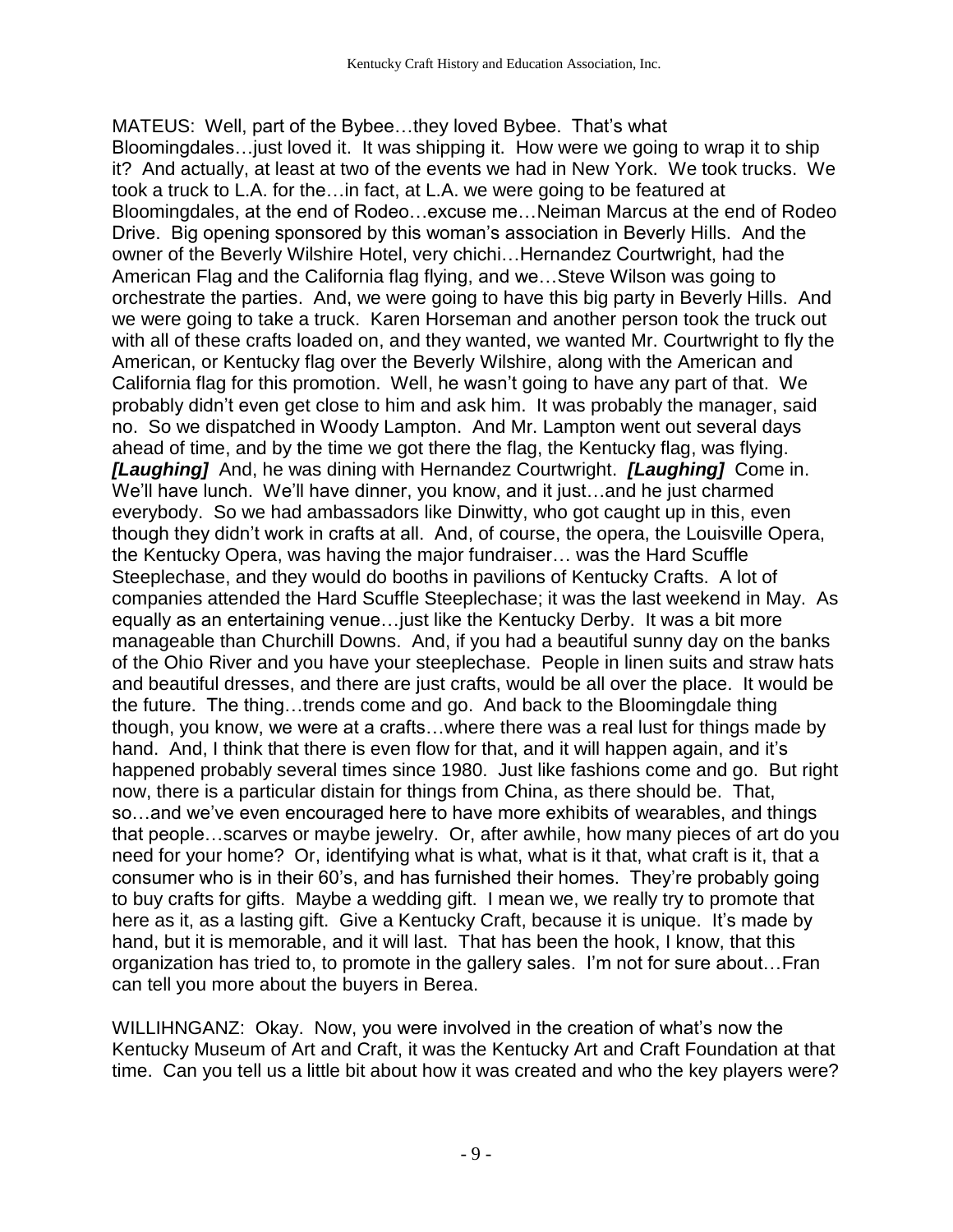MATEUS: Well, part of the Bybee…they loved Bybee. That's what Bloomingdales…just loved it. It was shipping it. How were we going to wrap it to ship it? And actually, at least at two of the events we had in New York. We took trucks. We took a truck to L.A. for the…in fact, at L.A. we were going to be featured at Bloomingdales, at the end of Rodeo…excuse me…Neiman Marcus at the end of Rodeo Drive. Big opening sponsored by this woman's association in Beverly Hills. And the owner of the Beverly Wilshire Hotel, very chichi…Hernandez Courtwright, had the American Flag and the California flag flying, and we…Steve Wilson was going to orchestrate the parties. And, we were going to have this big party in Beverly Hills. And we were going to take a truck. Karen Horseman and another person took the truck out with all of these crafts loaded on, and they wanted, we wanted Mr. Courtwright to fly the American, or Kentucky flag over the Beverly Wilshire, along with the American and California flag for this promotion. Well, he wasn't going to have any part of that. We probably didn't even get close to him and ask him. It was probably the manager, said no. So we dispatched in Woody Lampton. And Mr. Lampton went out several days ahead of time, and by the time we got there the flag, the Kentucky flag, was flying. ***[Laughing]*** And, he was dining with Hernandez Courtwright. ***[Laughing]*** Come in. We'll have lunch. We'll have dinner, you know, and it just…and he just charmed everybody. So we had ambassadors like Dinwitty, who got caught up in this, even though they didn't work in crafts at all. And, of course, the opera, the Louisville Opera, the Kentucky Opera, was having the major fundraiser… was the Hard Scuffle Steeplechase, and they would do booths in pavilions of Kentucky Crafts. A lot of companies attended the Hard Scuffle Steeplechase; it was the last weekend in May. As equally as an entertaining venue…just like the Kentucky Derby. It was a bit more manageable than Churchill Downs. And, if you had a beautiful sunny day on the banks of the Ohio River and you have your steeplechase. People in linen suits and straw hats and beautiful dresses, and there are just crafts, would be all over the place. It would be the future. The thing…trends come and go. And back to the Bloomingdale thing though, you know, we were at a crafts…where there was a real lust for things made by hand. And, I think that there is even flow for that, and it will happen again, and it's happened probably several times since 1980. Just like fashions come and go. But right now, there is a particular distain for things from China, as there should be. That, so…and we've even encouraged here to have more exhibits of wearables, and things that people…scarves or maybe jewelry. Or, after awhile, how many pieces of art do you need for your home? Or, identifying what is what, what is it that, what craft is it, that a consumer who is in their 60's, and has furnished their homes. They're probably going to buy crafts for gifts. Maybe a wedding gift. I mean we, we really try to promote that here as it, as a lasting gift. Give a Kentucky Craft, because it is unique. It's made by hand, but it is memorable, and it will last. That has been the hook, I know, that this organization has tried to, to promote in the gallery sales. I'm not for sure about…Fran can tell you more about the buyers in Berea.

WILLIHNGANZ: Okay. Now, you were involved in the creation of what's now the Kentucky Museum of Art and Craft, it was the Kentucky Art and Craft Foundation at that time. Can you tell us a little bit about how it was created and who the key players were?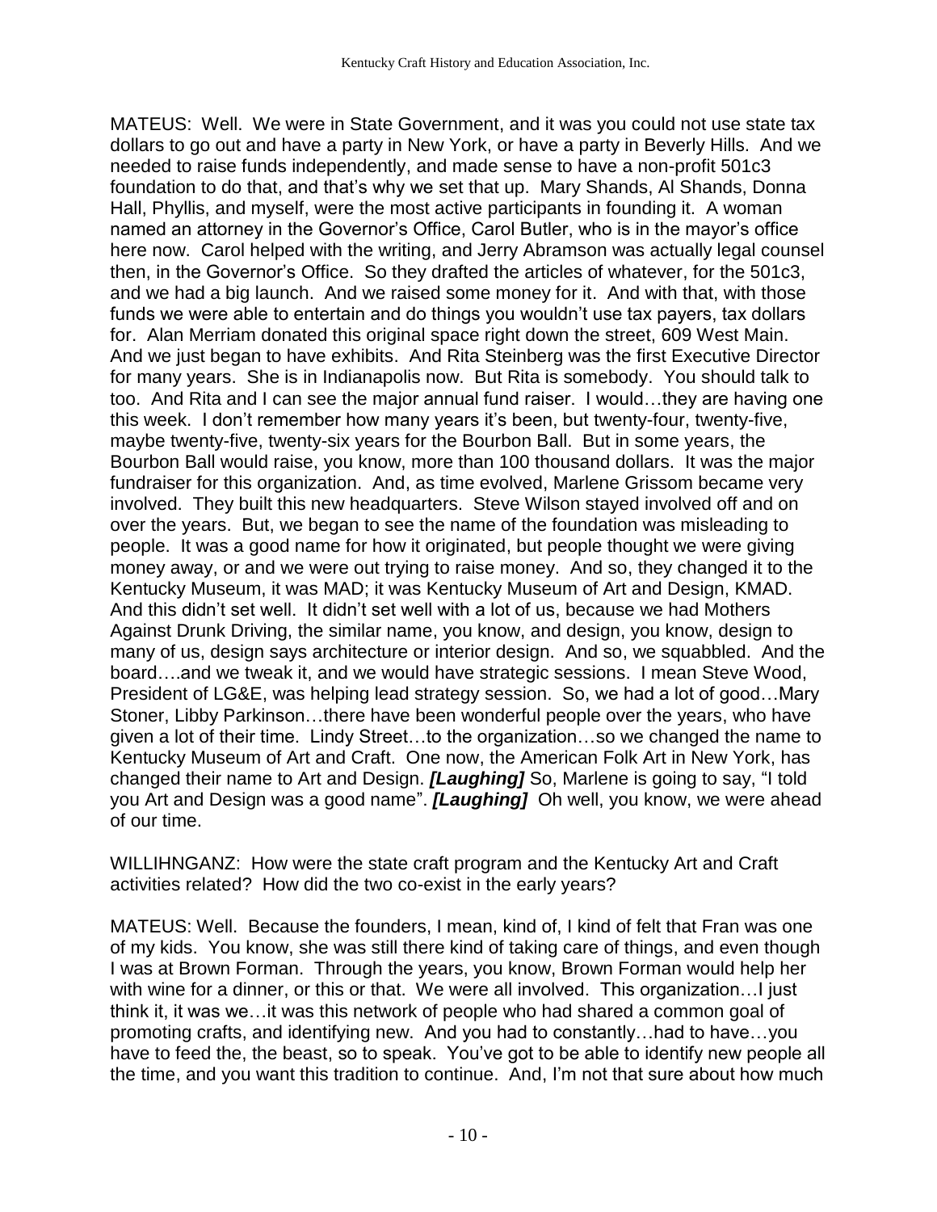MATEUS: Well. We were in State Government, and it was you could not use state tax dollars to go out and have a party in New York, or have a party in Beverly Hills. And we needed to raise funds independently, and made sense to have a non-profit 501c3 foundation to do that, and that's why we set that up. Mary Shands, Al Shands, Donna Hall, Phyllis, and myself, were the most active participants in founding it. A woman named an attorney in the Governor's Office, Carol Butler, who is in the mayor's office here now. Carol helped with the writing, and Jerry Abramson was actually legal counsel then, in the Governor's Office. So they drafted the articles of whatever, for the 501c3, and we had a big launch. And we raised some money for it. And with that, with those funds we were able to entertain and do things you wouldn't use tax payers, tax dollars for. Alan Merriam donated this original space right down the street, 609 West Main. And we just began to have exhibits. And Rita Steinberg was the first Executive Director for many years. She is in Indianapolis now. But Rita is somebody. You should talk to too. And Rita and I can see the major annual fund raiser. I would…they are having one this week. I don't remember how many years it's been, but twenty-four, twenty-five, maybe twenty-five, twenty-six years for the Bourbon Ball. But in some years, the Bourbon Ball would raise, you know, more than 100 thousand dollars. It was the major fundraiser for this organization. And, as time evolved, Marlene Grissom became very involved. They built this new headquarters. Steve Wilson stayed involved off and on over the years. But, we began to see the name of the foundation was misleading to people. It was a good name for how it originated, but people thought we were giving money away, or and we were out trying to raise money. And so, they changed it to the Kentucky Museum, it was MAD; it was Kentucky Museum of Art and Design, KMAD. And this didn't set well. It didn't set well with a lot of us, because we had Mothers Against Drunk Driving, the similar name, you know, and design, you know, design to many of us, design says architecture or interior design. And so, we squabbled. And the board….and we tweak it, and we would have strategic sessions. I mean Steve Wood, President of LG&E, was helping lead strategy session. So, we had a lot of good…Mary Stoner, Libby Parkinson…there have been wonderful people over the years, who have given a lot of their time. Lindy Street…to the organization…so we changed the name to Kentucky Museum of Art and Craft. One now, the American Folk Art in New York, has changed their name to Art and Design. ***[Laughing]*** So, Marlene is going to say, "I told you Art and Design was a good name". ***[Laughing]*** Oh well, you know, we were ahead of our time.

WILLIHNGANZ: How were the state craft program and the Kentucky Art and Craft activities related? How did the two co-exist in the early years?

MATEUS: Well. Because the founders, I mean, kind of, I kind of felt that Fran was one of my kids. You know, she was still there kind of taking care of things, and even though I was at Brown Forman. Through the years, you know, Brown Forman would help her with wine for a dinner, or this or that. We were all involved. This organization…I just think it, it was we…it was this network of people who had shared a common goal of promoting crafts, and identifying new. And you had to constantly…had to have…you have to feed the, the beast, so to speak. You've got to be able to identify new people all the time, and you want this tradition to continue. And, I'm not that sure about how much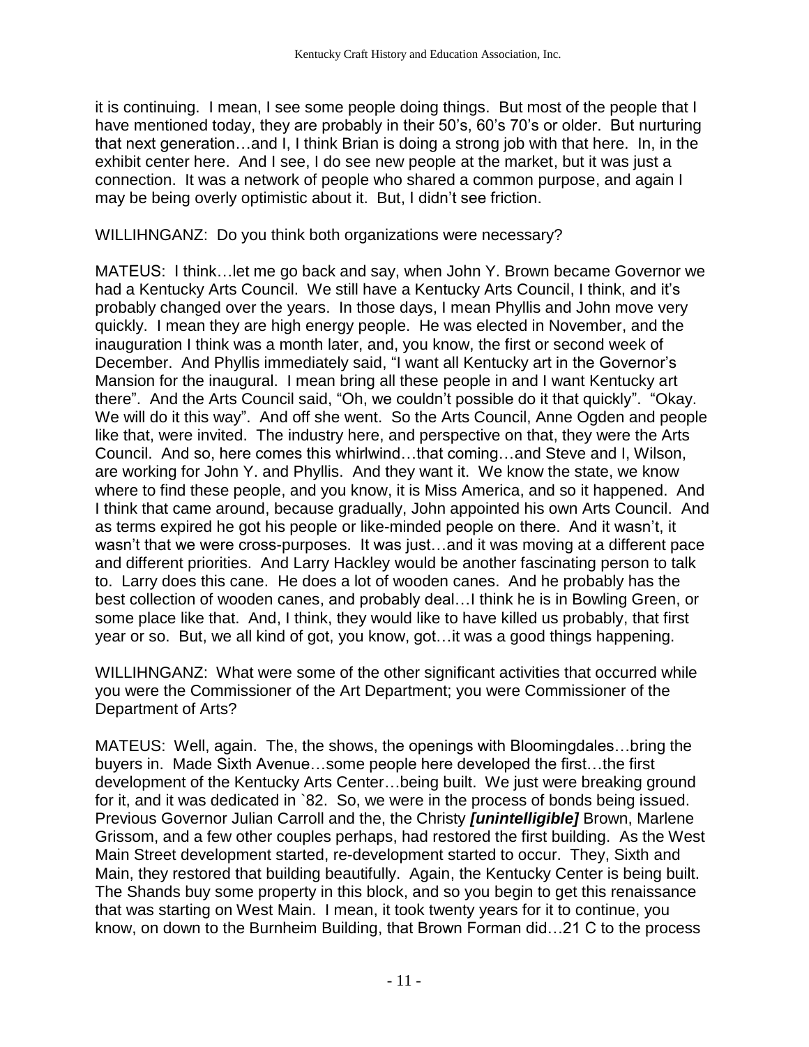it is continuing. I mean, I see some people doing things. But most of the people that I have mentioned today, they are probably in their 50's, 60's 70's or older. But nurturing that next generation…and I, I think Brian is doing a strong job with that here. In, in the exhibit center here. And I see, I do see new people at the market, but it was just a connection. It was a network of people who shared a common purpose, and again I may be being overly optimistic about it. But, I didn't see friction.

WILLIHNGANZ: Do you think both organizations were necessary?

MATEUS: I think…let me go back and say, when John Y. Brown became Governor we had a Kentucky Arts Council. We still have a Kentucky Arts Council, I think, and it's probably changed over the years. In those days, I mean Phyllis and John move very quickly. I mean they are high energy people. He was elected in November, and the inauguration I think was a month later, and, you know, the first or second week of December. And Phyllis immediately said, "I want all Kentucky art in the Governor's Mansion for the inaugural. I mean bring all these people in and I want Kentucky art there". And the Arts Council said, "Oh, we couldn't possible do it that quickly". "Okay. We will do it this way". And off she went. So the Arts Council, Anne Ogden and people like that, were invited. The industry here, and perspective on that, they were the Arts Council. And so, here comes this whirlwind…that coming…and Steve and I, Wilson, are working for John Y. and Phyllis. And they want it. We know the state, we know where to find these people, and you know, it is Miss America, and so it happened. And I think that came around, because gradually, John appointed his own Arts Council. And as terms expired he got his people or like-minded people on there. And it wasn't, it wasn't that we were cross-purposes. It was just…and it was moving at a different pace and different priorities. And Larry Hackley would be another fascinating person to talk to. Larry does this cane. He does a lot of wooden canes. And he probably has the best collection of wooden canes, and probably deal…I think he is in Bowling Green, or some place like that. And, I think, they would like to have killed us probably, that first year or so. But, we all kind of got, you know, got…it was a good things happening.

WILLIHNGANZ: What were some of the other significant activities that occurred while you were the Commissioner of the Art Department; you were Commissioner of the Department of Arts?

MATEUS: Well, again. The, the shows, the openings with Bloomingdales…bring the buyers in. Made Sixth Avenue…some people here developed the first…the first development of the Kentucky Arts Center…being built. We just were breaking ground for it, and it was dedicated in `82. So, we were in the process of bonds being issued. Previous Governor Julian Carroll and the, the Christy ***[unintelligible]*** Brown, Marlene Grissom, and a few other couples perhaps, had restored the first building. As the West Main Street development started, re-development started to occur. They, Sixth and Main, they restored that building beautifully. Again, the Kentucky Center is being built. The Shands buy some property in this block, and so you begin to get this renaissance that was starting on West Main. I mean, it took twenty years for it to continue, you know, on down to the Burnheim Building, that Brown Forman did…21 C to the process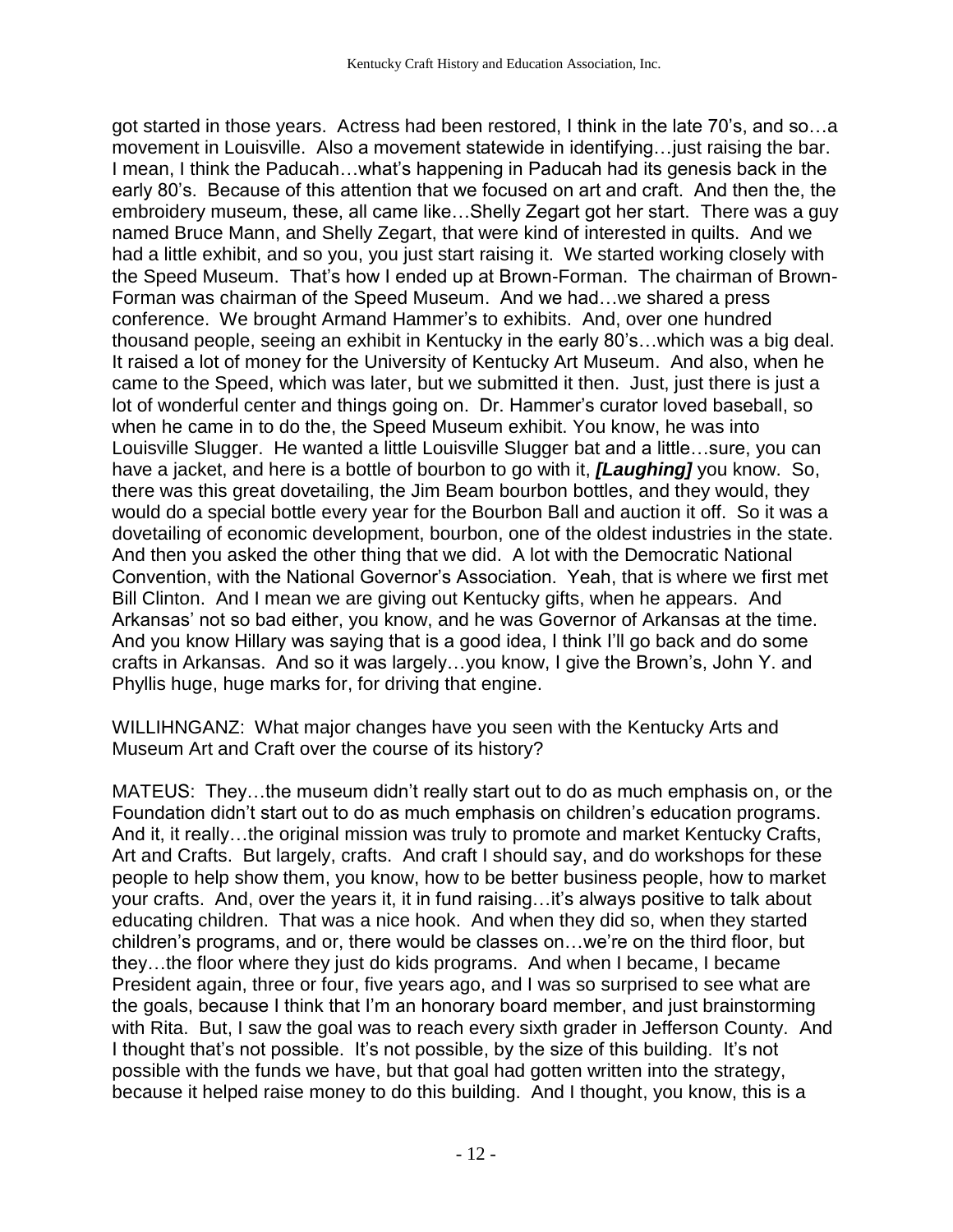got started in those years. Actress had been restored, I think in the late 70's, and so…a movement in Louisville. Also a movement statewide in identifying…just raising the bar. I mean, I think the Paducah…what's happening in Paducah had its genesis back in the early 80's. Because of this attention that we focused on art and craft. And then the, the embroidery museum, these, all came like…Shelly Zegart got her start. There was a guy named Bruce Mann, and Shelly Zegart, that were kind of interested in quilts. And we had a little exhibit, and so you, you just start raising it. We started working closely with the Speed Museum. That's how I ended up at Brown-Forman. The chairman of Brown-Forman was chairman of the Speed Museum. And we had…we shared a press conference. We brought Armand Hammer's to exhibits. And, over one hundred thousand people, seeing an exhibit in Kentucky in the early 80's…which was a big deal. It raised a lot of money for the University of Kentucky Art Museum. And also, when he came to the Speed, which was later, but we submitted it then. Just, just there is just a lot of wonderful center and things going on. Dr. Hammer's curator loved baseball, so when he came in to do the, the Speed Museum exhibit. You know, he was into Louisville Slugger. He wanted a little Louisville Slugger bat and a little…sure, you can have a jacket, and here is a bottle of bourbon to go with it, ***[Laughing]*** you know. So, there was this great dovetailing, the Jim Beam bourbon bottles, and they would, they would do a special bottle every year for the Bourbon Ball and auction it off. So it was a dovetailing of economic development, bourbon, one of the oldest industries in the state. And then you asked the other thing that we did. A lot with the Democratic National Convention, with the National Governor's Association. Yeah, that is where we first met Bill Clinton. And I mean we are giving out Kentucky gifts, when he appears. And Arkansas' not so bad either, you know, and he was Governor of Arkansas at the time. And you know Hillary was saying that is a good idea, I think I'll go back and do some crafts in Arkansas. And so it was largely…you know, I give the Brown's, John Y. and Phyllis huge, huge marks for, for driving that engine.

WILLIHNGANZ: What major changes have you seen with the Kentucky Arts and Museum Art and Craft over the course of its history?

MATEUS: They…the museum didn't really start out to do as much emphasis on, or the Foundation didn't start out to do as much emphasis on children's education programs. And it, it really…the original mission was truly to promote and market Kentucky Crafts, Art and Crafts. But largely, crafts. And craft I should say, and do workshops for these people to help show them, you know, how to be better business people, how to market your crafts. And, over the years it, it in fund raising…it's always positive to talk about educating children. That was a nice hook. And when they did so, when they started children's programs, and or, there would be classes on…we're on the third floor, but they…the floor where they just do kids programs. And when I became, I became President again, three or four, five years ago, and I was so surprised to see what are the goals, because I think that I'm an honorary board member, and just brainstorming with Rita. But, I saw the goal was to reach every sixth grader in Jefferson County. And I thought that's not possible. It's not possible, by the size of this building. It's not possible with the funds we have, but that goal had gotten written into the strategy, because it helped raise money to do this building. And I thought, you know, this is a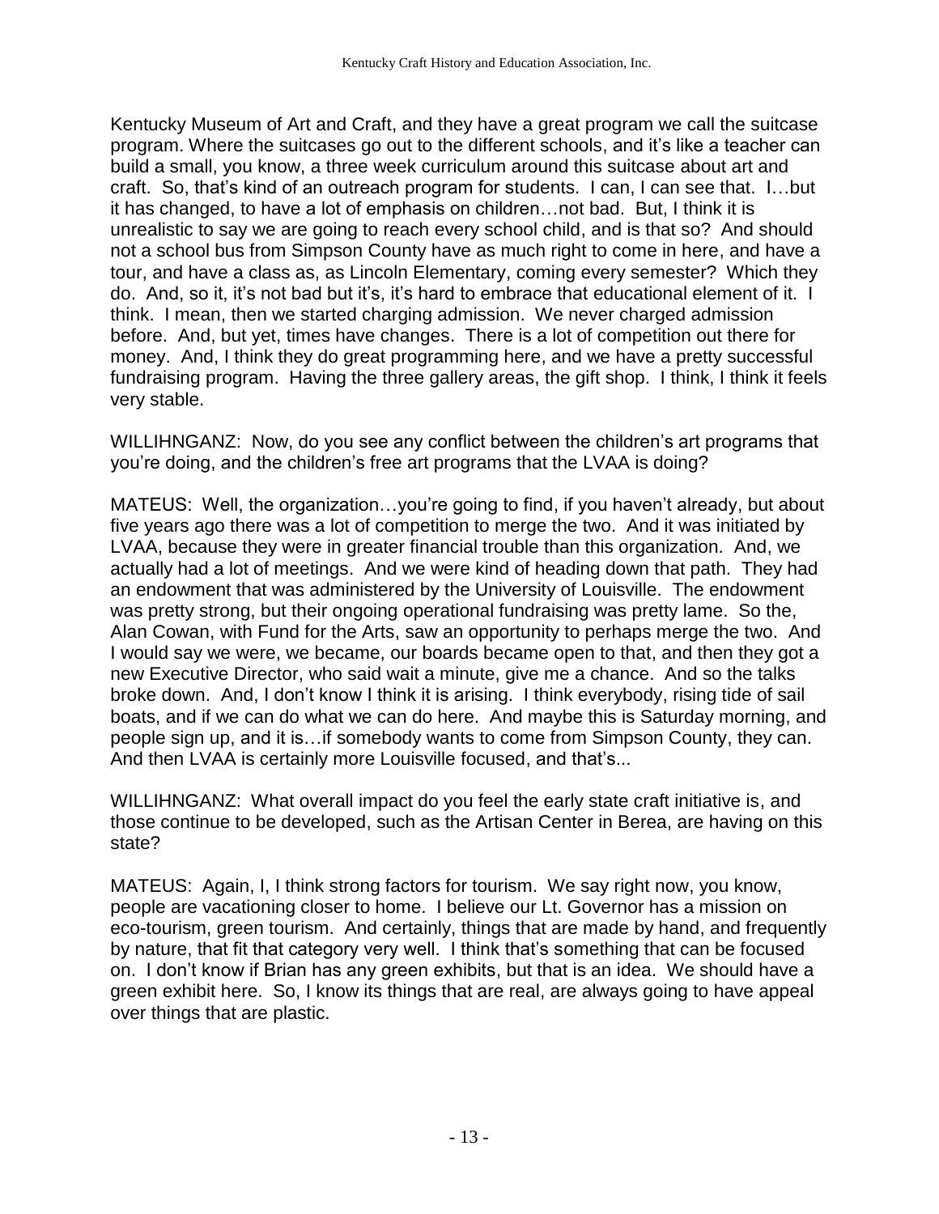Kentucky Museum of Art and Craft, and they have a great program we call the suitcase program. Where the suitcases go out to the different schools, and it's like a teacher can build a small, you know, a three week curriculum around this suitcase about art and craft. So, that's kind of an outreach program for students. I can, I can see that. I…but it has changed, to have a lot of emphasis on children…not bad. But, I think it is unrealistic to say we are going to reach every school child, and is that so? And should not a school bus from Simpson County have as much right to come in here, and have a tour, and have a class as, as Lincoln Elementary, coming every semester? Which they do. And, so it, it's not bad but it's, it's hard to embrace that educational element of it. I think. I mean, then we started charging admission. We never charged admission before. And, but yet, times have changes. There is a lot of competition out there for money. And, I think they do great programming here, and we have a pretty successful fundraising program. Having the three gallery areas, the gift shop. I think, I think it feels very stable.

WILLIHNGANZ: Now, do you see any conflict between the children's art programs that you're doing, and the children's free art programs that the LVAA is doing?

MATEUS: Well, the organization…you're going to find, if you haven't already, but about five years ago there was a lot of competition to merge the two. And it was initiated by LVAA, because they were in greater financial trouble than this organization. And, we actually had a lot of meetings. And we were kind of heading down that path. They had an endowment that was administered by the University of Louisville. The endowment was pretty strong, but their ongoing operational fundraising was pretty lame. So the, Alan Cowan, with Fund for the Arts, saw an opportunity to perhaps merge the two. And I would say we were, we became, our boards became open to that, and then they got a new Executive Director, who said wait a minute, give me a chance. And so the talks broke down. And, I don't know I think it is arising. I think everybody, rising tide of sail boats, and if we can do what we can do here. And maybe this is Saturday morning, and people sign up, and it is…if somebody wants to come from Simpson County, they can. And then LVAA is certainly more Louisville focused, and that's...

WILLIHNGANZ: What overall impact do you feel the early state craft initiative is, and those continue to be developed, such as the Artisan Center in Berea, are having on this state?

MATEUS: Again, I, I think strong factors for tourism. We say right now, you know, people are vacationing closer to home. I believe our Lt. Governor has a mission on eco-tourism, green tourism. And certainly, things that are made by hand, and frequently by nature, that fit that category very well. I think that's something that can be focused on. I don't know if Brian has any green exhibits, but that is an idea. We should have a green exhibit here. So, I know its things that are real, are always going to have appeal over things that are plastic.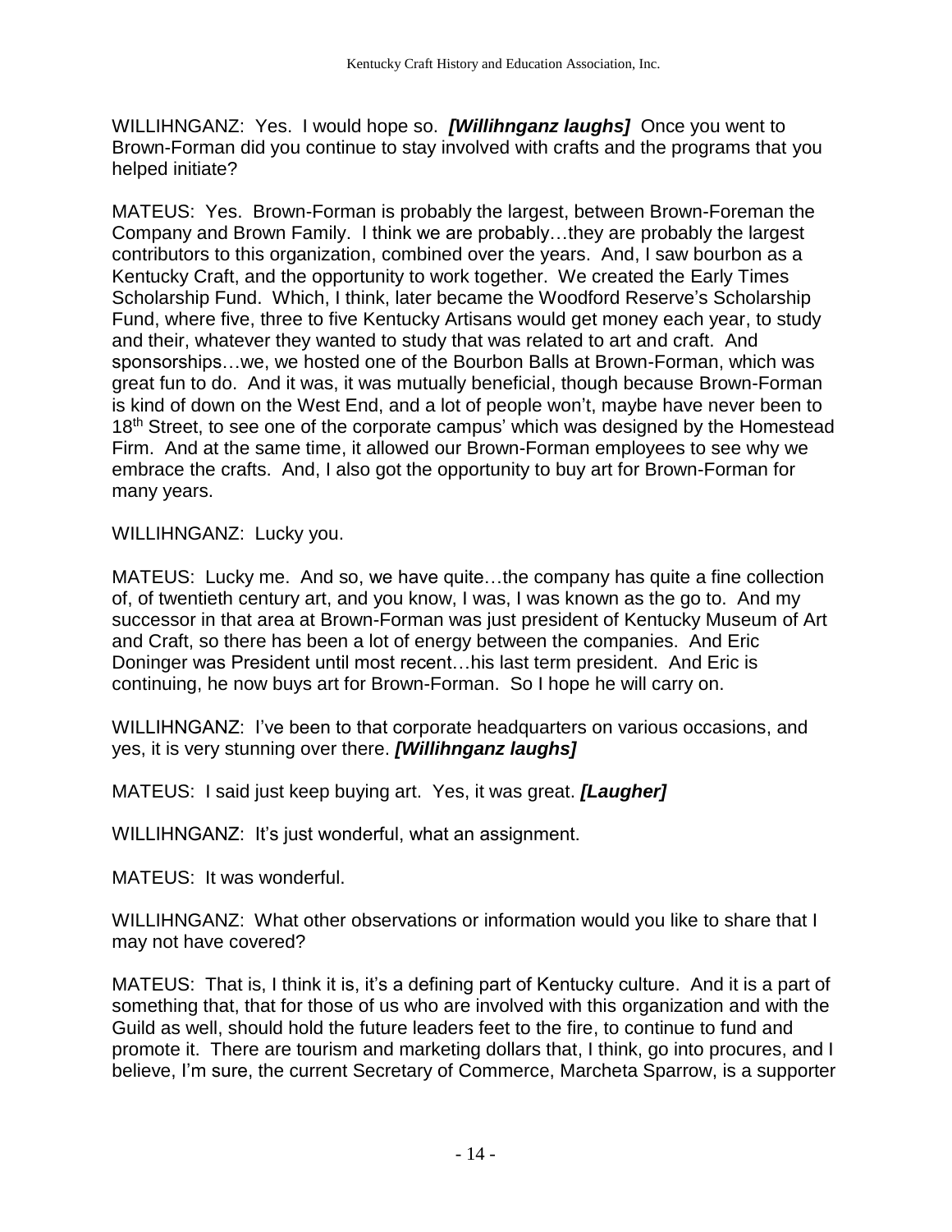WILLIHNGANZ: Yes. I would hope so. ***[Willihnganz laughs]*** Once you went to Brown-Forman did you continue to stay involved with crafts and the programs that you helped initiate?

MATEUS: Yes. Brown-Forman is probably the largest, between Brown-Foreman the Company and Brown Family. I think we are probably…they are probably the largest contributors to this organization, combined over the years. And, I saw bourbon as a Kentucky Craft, and the opportunity to work together. We created the Early Times Scholarship Fund. Which, I think, later became the Woodford Reserve's Scholarship Fund, where five, three to five Kentucky Artisans would get money each year, to study and their, whatever they wanted to study that was related to art and craft. And sponsorships…we, we hosted one of the Bourbon Balls at Brown-Forman, which was great fun to do. And it was, it was mutually beneficial, though because Brown-Forman is kind of down on the West End, and a lot of people won't, maybe have never been to 18th Street, to see one of the corporate campus' which was designed by the Homestead Firm. And at the same time, it allowed our Brown-Forman employees to see why we embrace the crafts. And, I also got the opportunity to buy art for Brown-Forman for many years.

WILLIHNGANZ: Lucky you.

MATEUS: Lucky me. And so, we have quite…the company has quite a fine collection of, of twentieth century art, and you know, I was, I was known as the go to. And my successor in that area at Brown-Forman was just president of Kentucky Museum of Art and Craft, so there has been a lot of energy between the companies. And Eric Doninger was President until most recent…his last term president. And Eric is continuing, he now buys art for Brown-Forman. So I hope he will carry on.

WILLIHNGANZ: I've been to that corporate headquarters on various occasions, and yes, it is very stunning over there. ***[Willihnganz laughs]***

MATEUS: I said just keep buying art. Yes, it was great. ***[Laugher]***

WILLIHNGANZ: It's just wonderful, what an assignment.

MATEUS: It was wonderful.

WILLIHNGANZ: What other observations or information would you like to share that I may not have covered?

MATEUS: That is, I think it is, it's a defining part of Kentucky culture. And it is a part of something that, that for those of us who are involved with this organization and with the Guild as well, should hold the future leaders feet to the fire, to continue to fund and promote it. There are tourism and marketing dollars that, I think, go into procures, and I believe, I'm sure, the current Secretary of Commerce, Marcheta Sparrow, is a supporter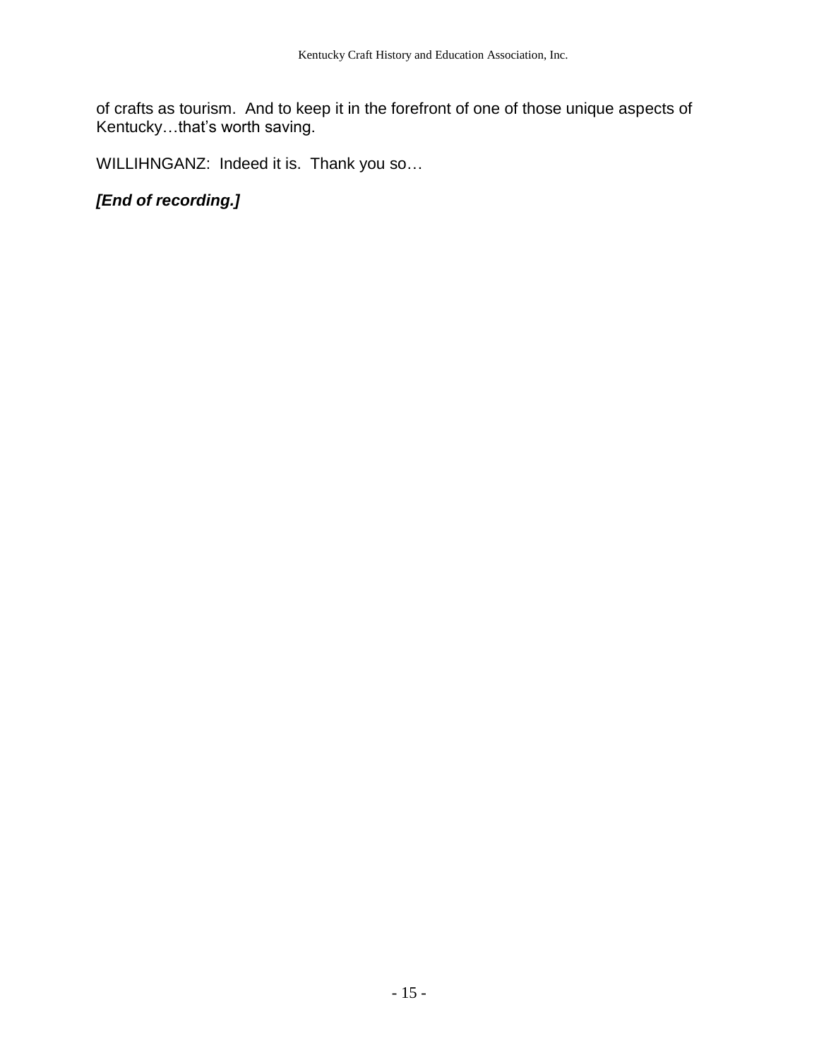of crafts as tourism. And to keep it in the forefront of one of those unique aspects of Kentucky…that's worth saving.

WILLIHNGANZ: Indeed it is. Thank you so…

***[End of recording.]***